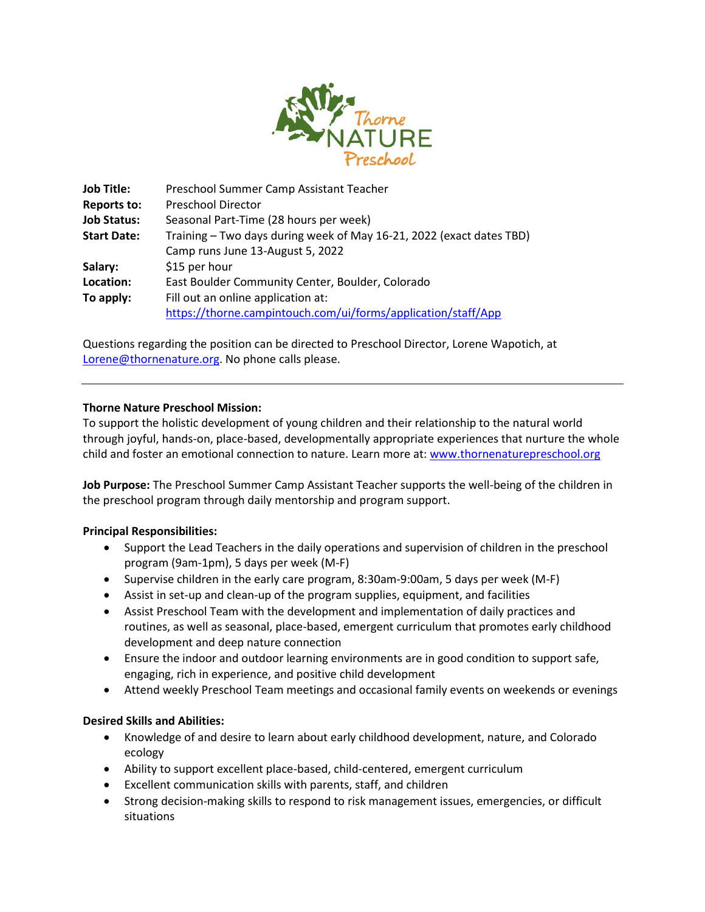| | |
|---|---|
| **Job Title:** | Preschool Summer Camp Assistant Teacher |
| **Reports to:** | Preschool Director |
| **Job Status:** | Seasonal Part-Time (28 hours per week) |
| **Start Date:** | Training – Two days during week of May 16-21, 2022 (exact dates TBD)<br>Camp runs June 13-August 5, 2022 |
| **Salary:** | $15 per hour |
| **Location:** | East Boulder Community Center, Boulder, Colorado |
| **To apply:** | Fill out an online application at:<br>https://thorne.campintouch.com/ui/forms/application/staff/App |

Questions regarding the position can be directed to Preschool Director, Lorene Wapotich, at Lorene@thornenature.org. No phone calls please.

---

**Thorne Nature Preschool Mission:**
To support the holistic development of young children and their relationship to the natural world through joyful, hands-on, place-based, developmentally appropriate experiences that nurture the whole child and foster an emotional connection to nature. Learn more at: www.thornenaturepreschool.org

**Job Purpose:** The Preschool Summer Camp Assistant Teacher supports the well-being of the children in the preschool program through daily mentorship and program support.

**Principal Responsibilities:**

- Support the Lead Teachers in the daily operations and supervision of children in the preschool program (9am-1pm), 5 days per week (M-F)
- Supervise children in the early care program, 8:30am-9:00am, 5 days per week (M-F)
- Assist in set-up and clean-up of the program supplies, equipment, and facilities
- Assist Preschool Team with the development and implementation of daily practices and routines, as well as seasonal, place-based, emergent curriculum that promotes early childhood development and deep nature connection
- Ensure the indoor and outdoor learning environments are in good condition to support safe, engaging, rich in experience, and positive child development
- Attend weekly Preschool Team meetings and occasional family events on weekends or evenings

**Desired Skills and Abilities:**

- Knowledge of and desire to learn about early childhood development, nature, and Colorado ecology
- Ability to support excellent place-based, child-centered, emergent curriculum
- Excellent communication skills with parents, staff, and children
- Strong decision-making skills to respond to risk management issues, emergencies, or difficult situations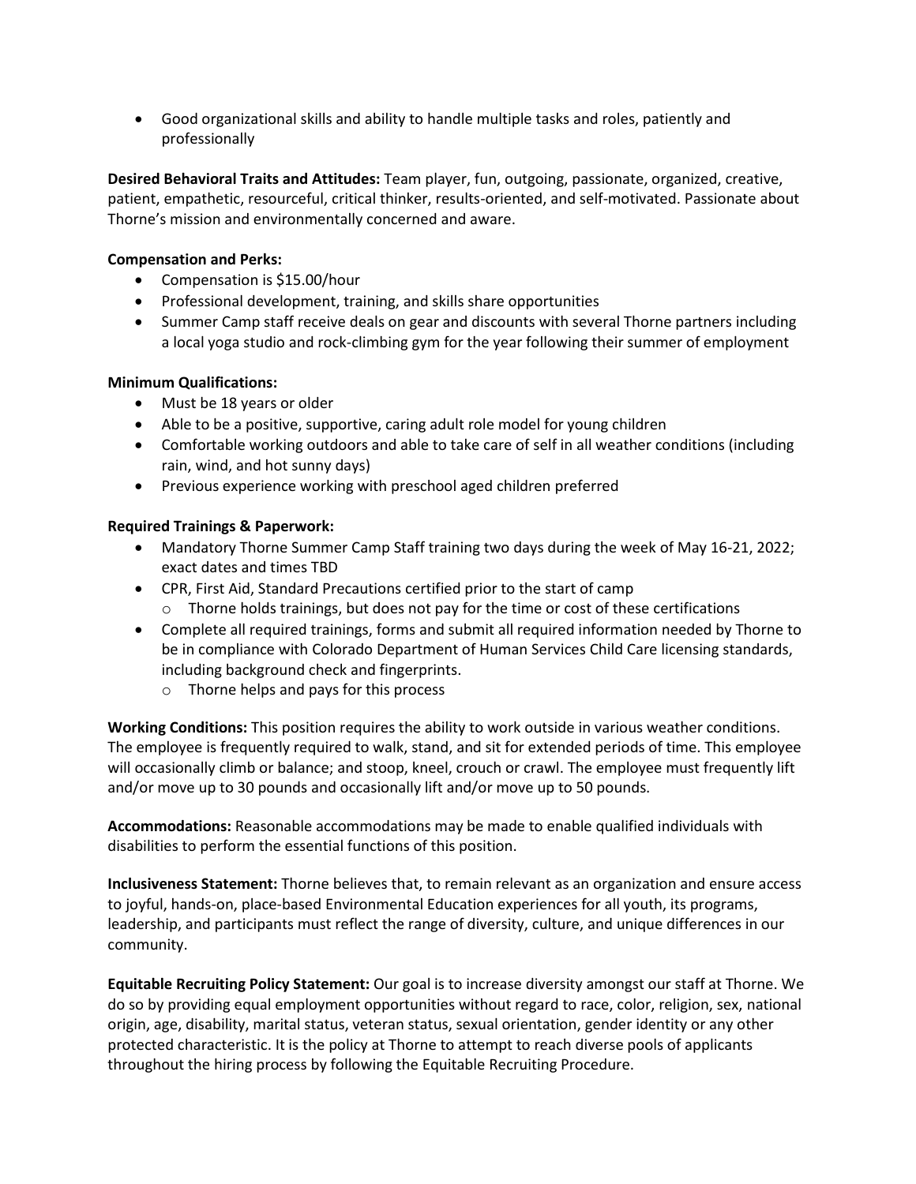- Good organizational skills and ability to handle multiple tasks and roles, patiently and professionally

**Desired Behavioral Traits and Attitudes:** Team player, fun, outgoing, passionate, organized, creative, patient, empathetic, resourceful, critical thinker, results-oriented, and self-motivated. Passionate about Thorne's mission and environmentally concerned and aware.

**Compensation and Perks:**

- Compensation is $15.00/hour
- Professional development, training, and skills share opportunities
- Summer Camp staff receive deals on gear and discounts with several Thorne partners including a local yoga studio and rock-climbing gym for the year following their summer of employment

**Minimum Qualifications:**

- Must be 18 years or older
- Able to be a positive, supportive, caring adult role model for young children
- Comfortable working outdoors and able to take care of self in all weather conditions (including rain, wind, and hot sunny days)
- Previous experience working with preschool aged children preferred

**Required Trainings & Paperwork:**

- Mandatory Thorne Summer Camp Staff training two days during the week of May 16-21, 2022; exact dates and times TBD
- CPR, First Aid, Standard Precautions certified prior to the start of camp
  - Thorne holds trainings, but does not pay for the time or cost of these certifications
- Complete all required trainings, forms and submit all required information needed by Thorne to be in compliance with Colorado Department of Human Services Child Care licensing standards, including background check and fingerprints.
  - Thorne helps and pays for this process

**Working Conditions:** This position requires the ability to work outside in various weather conditions. The employee is frequently required to walk, stand, and sit for extended periods of time. This employee will occasionally climb or balance; and stoop, kneel, crouch or crawl. The employee must frequently lift and/or move up to 30 pounds and occasionally lift and/or move up to 50 pounds.

**Accommodations:** Reasonable accommodations may be made to enable qualified individuals with disabilities to perform the essential functions of this position.

**Inclusiveness Statement:** Thorne believes that, to remain relevant as an organization and ensure access to joyful, hands-on, place-based Environmental Education experiences for all youth, its programs, leadership, and participants must reflect the range of diversity, culture, and unique differences in our community.

**Equitable Recruiting Policy Statement:** Our goal is to increase diversity amongst our staff at Thorne. We do so by providing equal employment opportunities without regard to race, color, religion, sex, national origin, age, disability, marital status, veteran status, sexual orientation, gender identity or any other protected characteristic. It is the policy at Thorne to attempt to reach diverse pools of applicants throughout the hiring process by following the Equitable Recruiting Procedure.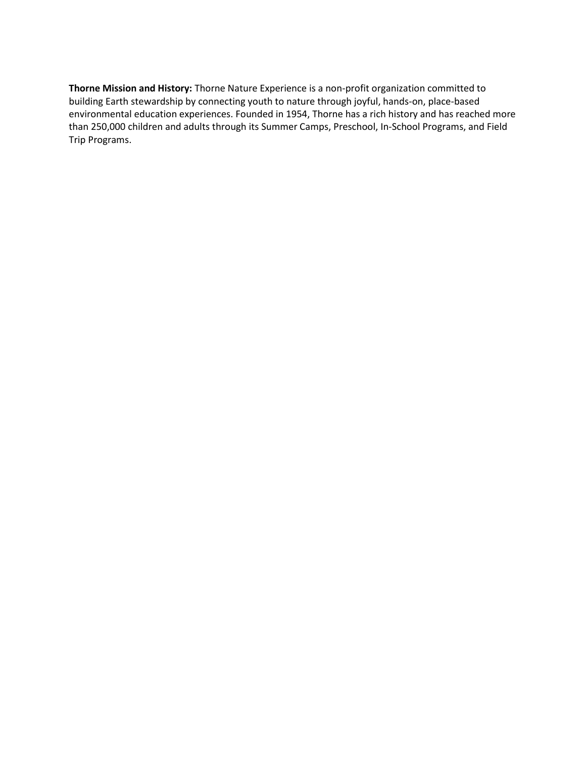**Thorne Mission and History:** Thorne Nature Experience is a non-profit organization committed to building Earth stewardship by connecting youth to nature through joyful, hands-on, place-based environmental education experiences. Founded in 1954, Thorne has a rich history and has reached more than 250,000 children and adults through its Summer Camps, Preschool, In-School Programs, and Field Trip Programs.